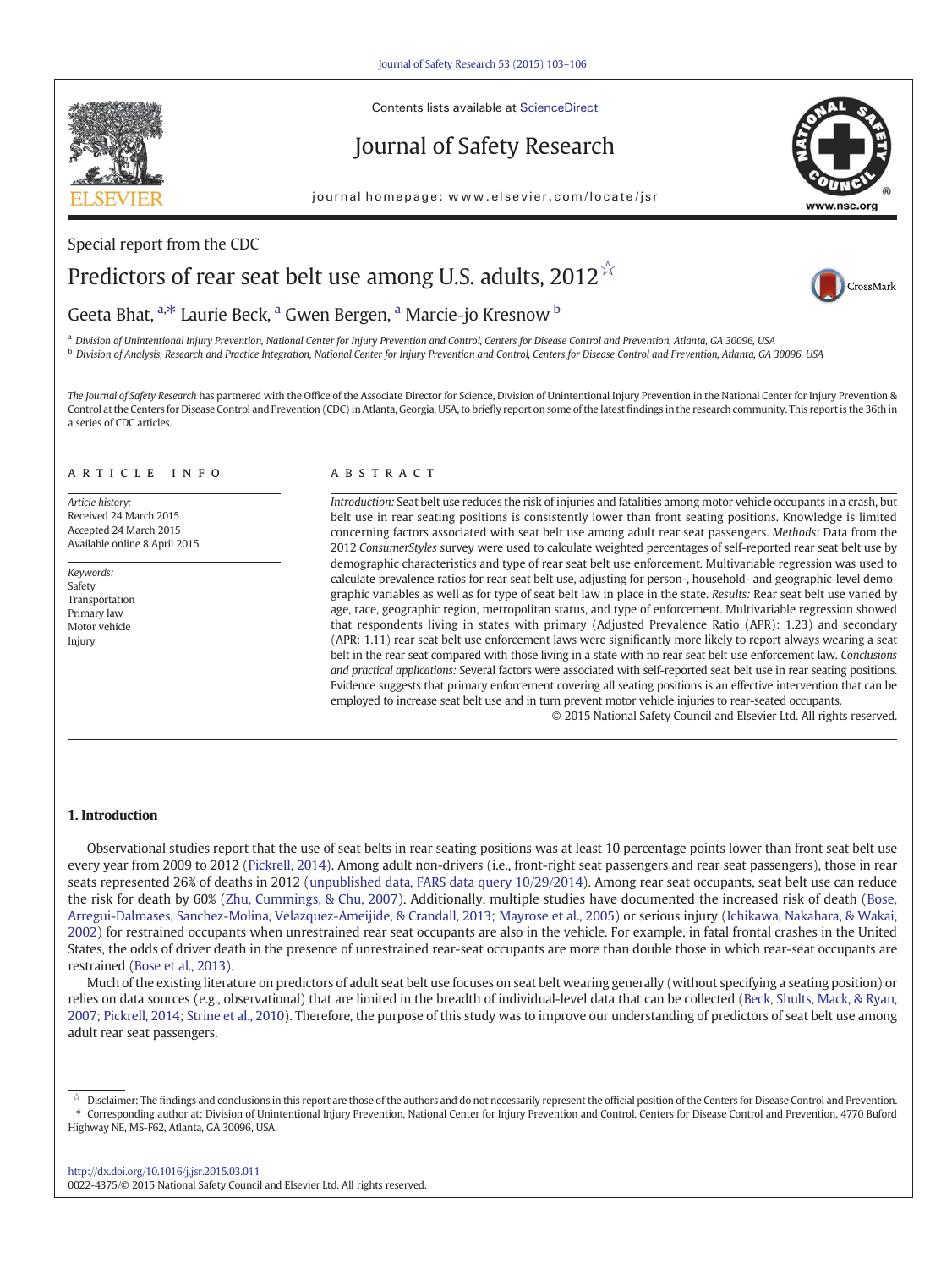Contents lists available at ScienceDirect

# Journal of Safety Research

journal homepage: www.elsevier.com/locate/jsr

Special report from the CDC

# Predictors of rear seat belt use among U.S. adults, 2012 ☆

Geeta Bhat, [a,*] Laurie Beck, [a] Gwen Bergen, [a] Marcie-jo Kresnow [b]

[a] *Division of Unintentional Injury Prevention, National Center for Injury Prevention and Control, Centers for Disease Control and Prevention, Atlanta, GA 30096, USA*

[b] *Division of Analysis, Research and Practice Integration, National Center for Injury Prevention and Control, Centers for Disease Control and Prevention, Atlanta, GA 30096, USA*

*The Journal of Safety Research* has partnered with the Office of the Associate Director for Science, Division of Unintentional Injury Prevention in the National Center for Injury Prevention & Control at the Centers for Disease Control and Prevention (CDC) in Atlanta, Georgia, USA, to briefly report on some of the latest findings in the research community. This report is the 36th in a series of CDC articles.

## ARTICLE INFO

*Article history:*
Received 24 March 2015
Accepted 24 March 2015
Available online 8 April 2015

*Keywords:*
Safety
Transportation
Primary law
Motor vehicle
Injury

## ABSTRACT

*Introduction:* Seat belt use reduces the risk of injuries and fatalities among motor vehicle occupants in a crash, but belt use in rear seating positions is consistently lower than front seating positions. Knowledge is limited concerning factors associated with seat belt use among adult rear seat passengers. *Methods:* Data from the 2012 *ConsumerStyles* survey were used to calculate weighted percentages of self-reported rear seat belt use by demographic characteristics and type of rear seat belt use enforcement. Multivariable regression was used to calculate prevalence ratios for rear seat belt use, adjusting for person-, household- and geographic-level demographic variables as well as for type of seat belt law in place in the state. *Results:* Rear seat belt use varied by age, race, geographic region, metropolitan status, and type of enforcement. Multivariable regression showed that respondents living in states with primary (Adjusted Prevalence Ratio (APR): 1.23) and secondary (APR: 1.11) rear seat belt use enforcement laws were significantly more likely to report always wearing a seat belt in the rear seat compared with those living in a state with no rear seat belt use enforcement law. *Conclusions and practical applications:* Several factors were associated with self-reported seat belt use in rear seating positions. Evidence suggests that primary enforcement covering all seating positions is an effective intervention that can be employed to increase seat belt use and in turn prevent motor vehicle injuries to rear-seated occupants.

© 2015 National Safety Council and Elsevier Ltd. All rights reserved.

## 1. Introduction

Observational studies report that the use of seat belts in rear seating positions was at least 10 percentage points lower than front seat belt use every year from 2009 to 2012 (Pickrell, 2014). Among adult non-drivers (i.e., front-right seat passengers and rear seat passengers), those in rear seats represented 26% of deaths in 2012 (unpublished data, FARS data query 10/29/2014). Among rear seat occupants, seat belt use can reduce the risk for death by 60% (Zhu, Cummings, & Chu, 2007). Additionally, multiple studies have documented the increased risk of death (Bose, Arregui-Dalmases, Sanchez-Molina, Velazquez-Ameijide, & Crandall, 2013; Mayrose et al., 2005) or serious injury (Ichikawa, Nakahara, & Wakai, 2002) for restrained occupants when unrestrained rear seat occupants are also in the vehicle. For example, in fatal frontal crashes in the United States, the odds of driver death in the presence of unrestrained rear-seat occupants are more than double those in which rear-seat occupants are restrained (Bose et al., 2013).

Much of the existing literature on predictors of adult seat belt use focuses on seat belt wearing generally (without specifying a seating position) or relies on data sources (e.g., observational) that are limited in the breadth of individual-level data that can be collected (Beck, Shults, Mack, & Ryan, 2007; Pickrell, 2014; Strine et al., 2010). Therefore, the purpose of this study was to improve our understanding of predictors of seat belt use among adult rear seat passengers.

☆ Disclaimer: The findings and conclusions in this report are those of the authors and do not necessarily represent the official position of the Centers for Disease Control and Prevention.
\* Corresponding author at: Division of Unintentional Injury Prevention, National Center for Injury Prevention and Control, Centers for Disease Control and Prevention, 4770 Buford Highway NE, MS-F62, Atlanta, GA 30096, USA.

http://dx.doi.org/10.1016/j.jsr.2015.03.011
0022-4375/© 2015 National Safety Council and Elsevier Ltd. All rights reserved.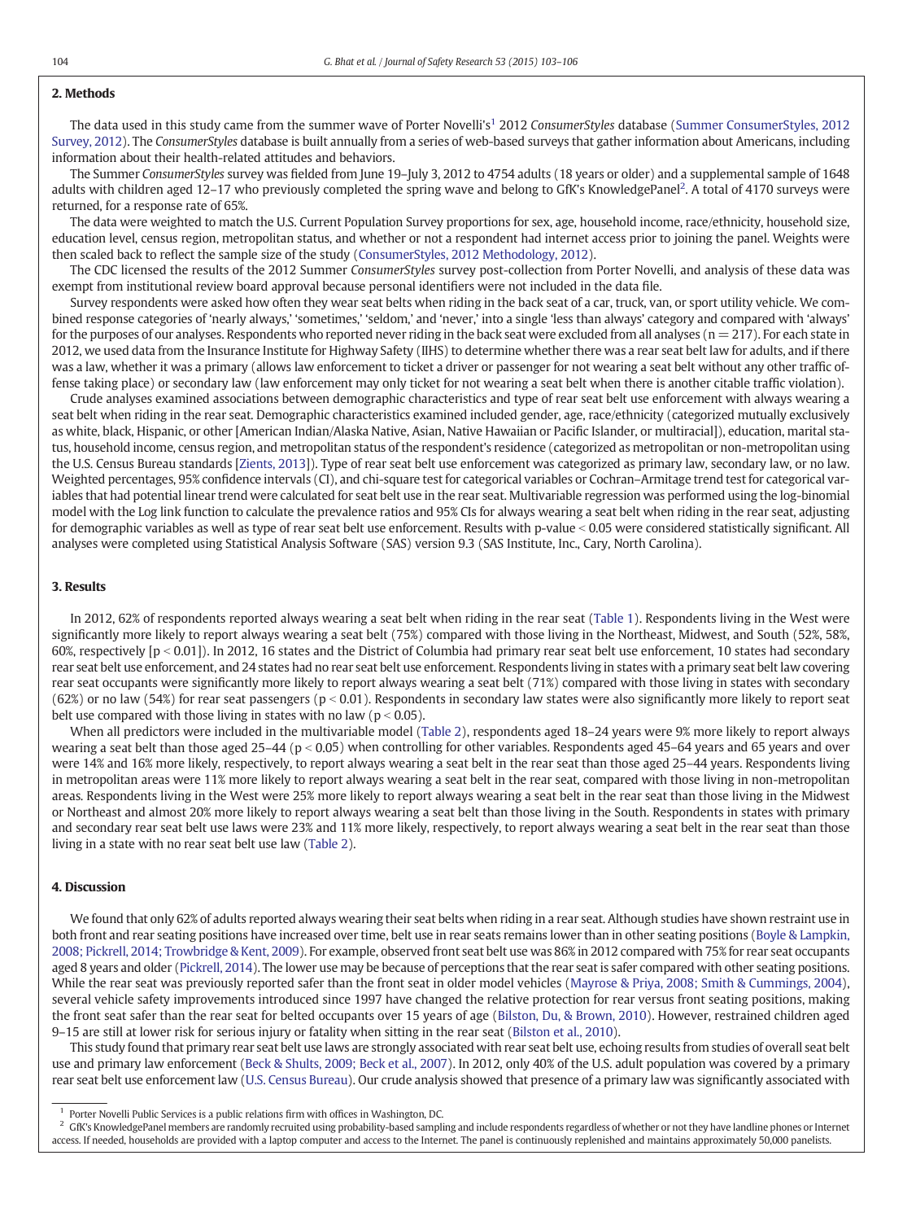## 2. Methods

The data used in this study came from the summer wave of Porter Novelli's[1] 2012 *ConsumerStyles* database (Summer ConsumerStyles, 2012 Survey, 2012). The *ConsumerStyles* database is built annually from a series of web-based surveys that gather information about Americans, including information about their health-related attitudes and behaviors.

The Summer *ConsumerStyles* survey was fielded from June 19–July 3, 2012 to 4754 adults (18 years or older) and a supplemental sample of 1648 adults with children aged 12–17 who previously completed the spring wave and belong to GfK's KnowledgePanel[2]. A total of 4170 surveys were returned, for a response rate of 65%.

The data were weighted to match the U.S. Current Population Survey proportions for sex, age, household income, race/ethnicity, household size, education level, census region, metropolitan status, and whether or not a respondent had internet access prior to joining the panel. Weights were then scaled back to reflect the sample size of the study (ConsumerStyles, 2012 Methodology, 2012).

The CDC licensed the results of the 2012 Summer *ConsumerStyles* survey post-collection from Porter Novelli, and analysis of these data was exempt from institutional review board approval because personal identifiers were not included in the data file.

Survey respondents were asked how often they wear seat belts when riding in the back seat of a car, truck, van, or sport utility vehicle. We combined response categories of 'nearly always,' 'sometimes,' 'seldom,' and 'never,' into a single 'less than always' category and compared with 'always' for the purposes of our analyses. Respondents who reported never riding in the back seat were excluded from all analyses (n = 217). For each state in 2012, we used data from the Insurance Institute for Highway Safety (IIHS) to determine whether there was a rear seat belt law for adults, and if there was a law, whether it was a primary (allows law enforcement to ticket a driver or passenger for not wearing a seat belt without any other traffic offense taking place) or secondary law (law enforcement may only ticket for not wearing a seat belt when there is another citable traffic violation).

Crude analyses examined associations between demographic characteristics and type of rear seat belt use enforcement with always wearing a seat belt when riding in the rear seat. Demographic characteristics examined included gender, age, race/ethnicity (categorized mutually exclusively as white, black, Hispanic, or other [American Indian/Alaska Native, Asian, Native Hawaiian or Pacific Islander, or multiracial]), education, marital status, household income, census region, and metropolitan status of the respondent's residence (categorized as metropolitan or non-metropolitan using the U.S. Census Bureau standards [Zients, 2013]). Type of rear seat belt use enforcement was categorized as primary law, secondary law, or no law. Weighted percentages, 95% confidence intervals (CI), and chi-square test for categorical variables or Cochran–Armitage trend test for categorical variables that had potential linear trend were calculated for seat belt use in the rear seat. Multivariable regression was performed using the log-binomial model with the Log link function to calculate the prevalence ratios and 95% CIs for always wearing a seat belt when riding in the rear seat, adjusting for demographic variables as well as type of rear seat belt use enforcement. Results with p-value < 0.05 were considered statistically significant. All analyses were completed using Statistical Analysis Software (SAS) version 9.3 (SAS Institute, Inc., Cary, North Carolina).

## 3. Results

In 2012, 62% of respondents reported always wearing a seat belt when riding in the rear seat (Table 1). Respondents living in the West were significantly more likely to report always wearing a seat belt (75%) compared with those living in the Northeast, Midwest, and South (52%, 58%, 60%, respectively [$p < 0.01$]). In 2012, 16 states and the District of Columbia had primary rear seat belt use enforcement, 10 states had secondary rear seat belt use enforcement, and 24 states had no rear seat belt use enforcement. Respondents living in states with a primary seat belt law covering rear seat occupants were significantly more likely to report always wearing a seat belt (71%) compared with those living in states with secondary (62%) or no law (54%) for rear seat passengers ($p < 0.01$). Respondents in secondary law states were also significantly more likely to report seat belt use compared with those living in states with no law ($p < 0.05$).

When all predictors were included in the multivariable model (Table 2), respondents aged 18–24 years were 9% more likely to report always wearing a seat belt than those aged 25–44 ($p < 0.05$) when controlling for other variables. Respondents aged 45–64 years and 65 years and over were 14% and 16% more likely, respectively, to report always wearing a seat belt in the rear seat than those aged 25–44 years. Respondents living in metropolitan areas were 11% more likely to report always wearing a seat belt in the rear seat, compared with those living in non-metropolitan areas. Respondents living in the West were 25% more likely to report always wearing a seat belt in the rear seat than those living in the Midwest or Northeast and almost 20% more likely to report always wearing a seat belt than those living in the South. Respondents in states with primary and secondary rear seat belt use laws were 23% and 11% more likely, respectively, to report always wearing a seat belt in the rear seat than those living in a state with no rear seat belt use law (Table 2).

## 4. Discussion

We found that only 62% of adults reported always wearing their seat belts when riding in a rear seat. Although studies have shown restraint use in both front and rear seating positions have increased over time, belt use in rear seats remains lower than in other seating positions (Boyle & Lampkin, 2008; Pickrell, 2014; Trowbridge & Kent, 2009). For example, observed front seat belt use was 86% in 2012 compared with 75% for rear seat occupants aged 8 years and older (Pickrell, 2014). The lower use may be because of perceptions that the rear seat is safer compared with other seating positions. While the rear seat was previously reported safer than the front seat in older model vehicles (Mayrose & Priya, 2008; Smith & Cummings, 2004), several vehicle safety improvements introduced since 1997 have changed the relative protection for rear versus front seating positions, making the front seat safer than the rear seat for belted occupants over 15 years of age (Bilston, Du, & Brown, 2010). However, restrained children aged 9–15 are still at lower risk for serious injury or fatality when sitting in the rear seat (Bilston et al., 2010).

This study found that primary rear seat belt use laws are strongly associated with rear seat belt use, echoing results from studies of overall seat belt use and primary law enforcement (Beck & Shults, 2009; Beck et al., 2007). In 2012, only 40% of the U.S. adult population was covered by a primary rear seat belt use enforcement law (U.S. Census Bureau). Our crude analysis showed that presence of a primary law was significantly associated with

---

[1] Porter Novelli Public Services is a public relations firm with offices in Washington, DC.

[2] GfK's KnowledgePanel members are randomly recruited using probability-based sampling and include respondents regardless of whether or not they have landline phones or Internet access. If needed, households are provided with a laptop computer and access to the Internet. The panel is continuously replenished and maintains approximately 50,000 panelists.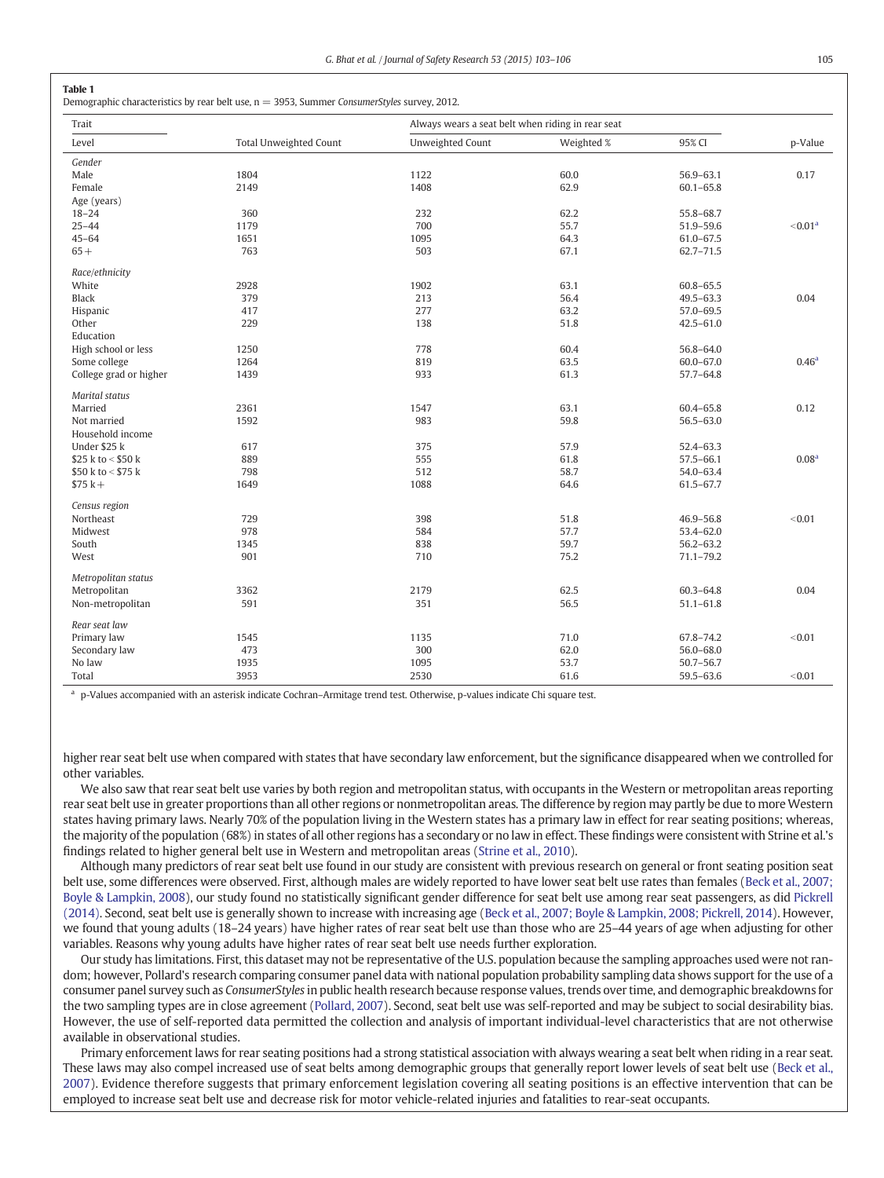**Table 1**
Demographic characteristics by rear belt use, n = 3953, Summer *ConsumerStyles* survey, 2012.

| Trait | | Always wears a seat belt when riding in rear seat | | | |
|---|---|---|---|---|---|
| Level | Total Unweighted Count | Unweighted Count | Weighted % | 95% CI | p-Value |
| *Gender* | | | | | |
| Male | 1804 | 1122 | 60.0 | 56.9–63.1 | 0.17 |
| Female | 2149 | 1408 | 62.9 | 60.1–65.8 | |
| Age (years) | | | | | |
| 18–24 | 360 | 232 | 62.2 | 55.8–68.7 | |
| 25–44 | 1179 | 700 | 55.7 | 51.9–59.6 | <0.01[a] |
| 45–64 | 1651 | 1095 | 64.3 | 61.0–67.5 | |
| 65+ | 763 | 503 | 67.1 | 62.7–71.5 | |
| *Race/ethnicity* | | | | | |
| White | 2928 | 1902 | 63.1 | 60.8–65.5 | |
| Black | 379 | 213 | 56.4 | 49.5–63.3 | 0.04 |
| Hispanic | 417 | 277 | 63.2 | 57.0–69.5 | |
| Other | 229 | 138 | 51.8 | 42.5–61.0 | |
| Education | | | | | |
| High school or less | 1250 | 778 | 60.4 | 56.8–64.0 | |
| Some college | 1264 | 819 | 63.5 | 60.0–67.0 | 0.46[a] |
| College grad or higher | 1439 | 933 | 61.3 | 57.7–64.8 | |
| *Marital status* | | | | | |
| Married | 2361 | 1547 | 63.1 | 60.4–65.8 | 0.12 |
| Not married | 1592 | 983 | 59.8 | 56.5–63.0 | |
| Household income | | | | | |
| Under $25 k | 617 | 375 | 57.9 | 52.4–63.3 | |
| $25 k to < $50 k | 889 | 555 | 61.8 | 57.5–66.1 | 0.08[a] |
| $50 k to < $75 k | 798 | 512 | 58.7 | 54.0–63.4 | |
| $75 k+ | 1649 | 1088 | 64.6 | 61.5–67.7 | |
| *Census region* | | | | | |
| Northeast | 729 | 398 | 51.8 | 46.9–56.8 | <0.01 |
| Midwest | 978 | 584 | 57.7 | 53.4–62.0 | |
| South | 1345 | 838 | 59.7 | 56.2–63.2 | |
| West | 901 | 710 | 75.2 | 71.1–79.2 | |
| *Metropolitan status* | | | | | |
| Metropolitan | 3362 | 2179 | 62.5 | 60.3–64.8 | 0.04 |
| Non-metropolitan | 591 | 351 | 56.5 | 51.1–61.8 | |
| *Rear seat law* | | | | | |
| Primary law | 1545 | 1135 | 71.0 | 67.8–74.2 | <0.01 |
| Secondary law | 473 | 300 | 62.0 | 56.0–68.0 | |
| No law | 1935 | 1095 | 53.7 | 50.7–56.7 | |
| Total | 3953 | 2530 | 61.6 | 59.5–63.6 | <0.01 |

[a] p-Values accompanied with an asterisk indicate Cochran–Armitage trend test. Otherwise, p-values indicate Chi square test.

higher rear seat belt use when compared with states that have secondary law enforcement, but the significance disappeared when we controlled for other variables.

We also saw that rear seat belt use varies by both region and metropolitan status, with occupants in the Western or metropolitan areas reporting rear seat belt use in greater proportions than all other regions or nonmetropolitan areas. The difference by region may partly be due to more Western states having primary laws. Nearly 70% of the population living in the Western states has a primary law in effect for rear seating positions; whereas, the majority of the population (68%) in states of all other regions has a secondary or no law in effect. These findings were consistent with Strine et al.'s findings related to higher general belt use in Western and metropolitan areas (Strine et al., 2010).

Although many predictors of rear seat belt use found in our study are consistent with previous research on general or front seating position seat belt use, some differences were observed. First, although males are widely reported to have lower seat belt use rates than females (Beck et al., 2007; Boyle & Lampkin, 2008), our study found no statistically significant gender difference for seat belt use among rear seat passengers, as did Pickrell (2014). Second, seat belt use is generally shown to increase with increasing age (Beck et al., 2007; Boyle & Lampkin, 2008; Pickrell, 2014). However, we found that young adults (18–24 years) have higher rates of rear seat belt use than those who are 25–44 years of age when adjusting for other variables. Reasons why young adults have higher rates of rear seat belt use needs further exploration.

Our study has limitations. First, this dataset may not be representative of the U.S. population because the sampling approaches used were not random; however, Pollard's research comparing consumer panel data with national population probability sampling data shows support for the use of a consumer panel survey such as *ConsumerStyles* in public health research because response values, trends over time, and demographic breakdowns for the two sampling types are in close agreement (Pollard, 2007). Second, seat belt use was self-reported and may be subject to social desirability bias. However, the use of self-reported data permitted the collection and analysis of important individual-level characteristics that are not otherwise available in observational studies.

Primary enforcement laws for rear seating positions had a strong statistical association with always wearing a seat belt when riding in a rear seat. These laws may also compel increased use of seat belts among demographic groups that generally report lower levels of seat belt use (Beck et al., 2007). Evidence therefore suggests that primary enforcement legislation covering all seating positions is an effective intervention that can be employed to increase seat belt use and decrease risk for motor vehicle-related injuries and fatalities to rear-seat occupants.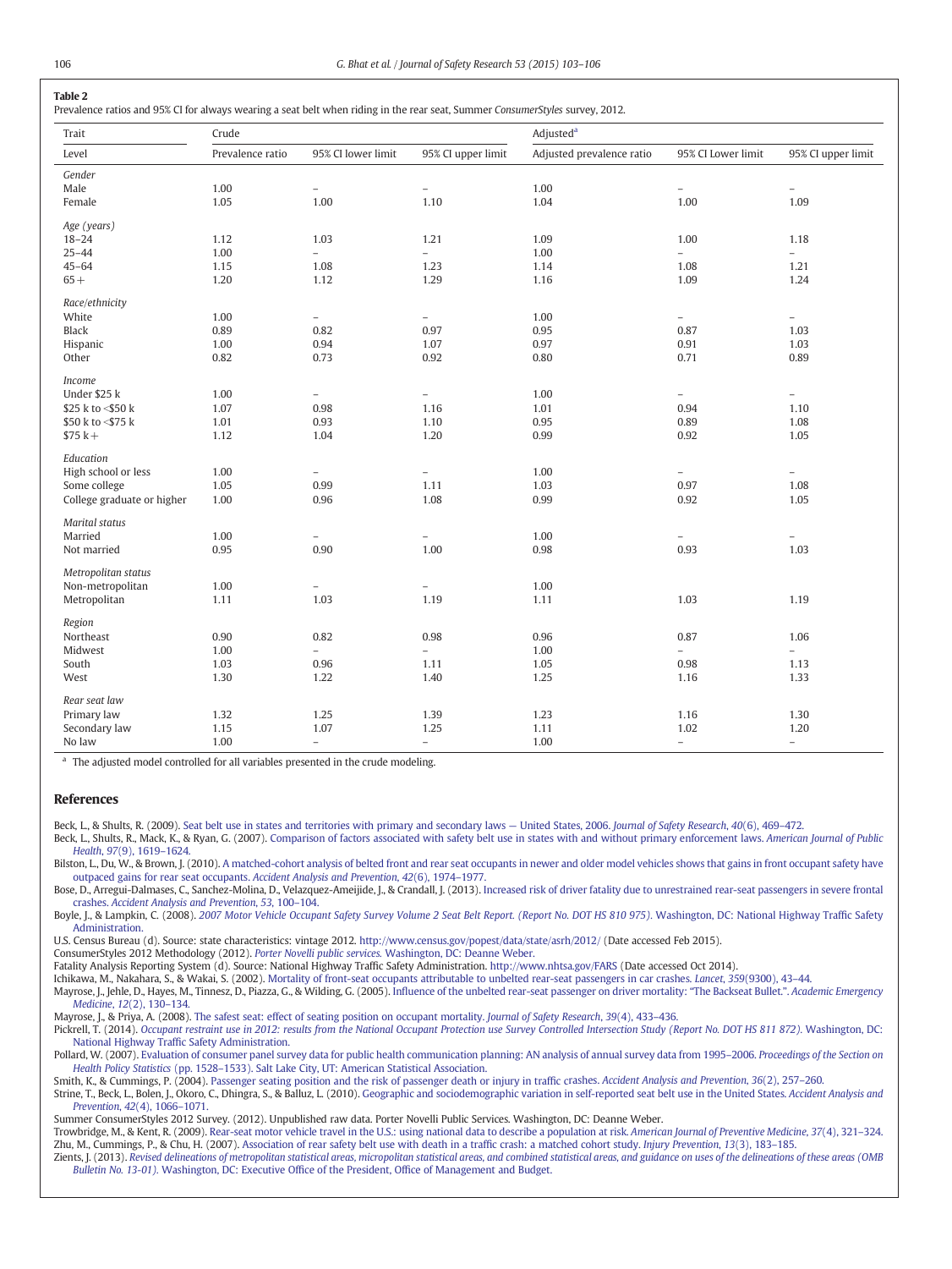**Table 2**
Prevalence ratios and 95% CI for always wearing a seat belt when riding in the rear seat, Summer *ConsumerStyles* survey, 2012.

| Trait | Crude | | | Adjusted[a] | | |
|---|---|---|---|---|---|---|
| Level | Prevalence ratio | 95% CI lower limit | 95% CI upper limit | Adjusted prevalence ratio | 95% CI Lower limit | 95% CI upper limit |
| *Gender* | | | | | | |
| Male | 1.00 | – | – | 1.00 | – | – |
| Female | 1.05 | 1.00 | 1.10 | 1.04 | 1.00 | 1.09 |
| *Age (years)* | | | | | | |
| 18–24 | 1.12 | 1.03 | 1.21 | 1.09 | 1.00 | 1.18 |
| 25–44 | 1.00 | – | – | 1.00 | – | – |
| 45–64 | 1.15 | 1.08 | 1.23 | 1.14 | 1.08 | 1.21 |
| 65+ | 1.20 | 1.12 | 1.29 | 1.16 | 1.09 | 1.24 |
| *Race/ethnicity* | | | | | | |
| White | 1.00 | – | – | 1.00 | – | – |
| Black | 0.89 | 0.82 | 0.97 | 0.95 | 0.87 | 1.03 |
| Hispanic | 1.00 | 0.94 | 1.07 | 0.97 | 0.91 | 1.03 |
| Other | 0.82 | 0.73 | 0.92 | 0.80 | 0.71 | 0.89 |
| *Income* | | | | | | |
| Under $25 k | 1.00 | – | – | 1.00 | – | – |
| $25 k to <$50 k | 1.07 | 0.98 | 1.16 | 1.01 | 0.94 | 1.10 |
| $50 k to <$75 k | 1.01 | 0.93 | 1.10 | 0.95 | 0.89 | 1.08 |
| $75 k+ | 1.12 | 1.04 | 1.20 | 0.99 | 0.92 | 1.05 |
| *Education* | | | | | | |
| High school or less | 1.00 | – | – | 1.00 | – | – |
| Some college | 1.05 | 0.99 | 1.11 | 1.03 | 0.97 | 1.08 |
| College graduate or higher | 1.00 | 0.96 | 1.08 | 0.99 | 0.92 | 1.05 |
| *Marital status* | | | | | | |
| Married | 1.00 | – | – | 1.00 | – | – |
| Not married | 0.95 | 0.90 | 1.00 | 0.98 | 0.93 | 1.03 |
| *Metropolitan status* | | | | | | |
| Non-metropolitan | 1.00 | – | – | 1.00 | | |
| Metropolitan | 1.11 | 1.03 | 1.19 | 1.11 | 1.03 | 1.19 |
| *Region* | | | | | | |
| Northeast | 0.90 | 0.82 | 0.98 | 0.96 | 0.87 | 1.06 |
| Midwest | 1.00 | – | – | 1.00 | – | – |
| South | 1.03 | 0.96 | 1.11 | 1.05 | 0.98 | 1.13 |
| West | 1.30 | 1.22 | 1.40 | 1.25 | 1.16 | 1.33 |
| *Rear seat law* | | | | | | |
| Primary law | 1.32 | 1.25 | 1.39 | 1.23 | 1.16 | 1.30 |
| Secondary law | 1.15 | 1.07 | 1.25 | 1.11 | 1.02 | 1.20 |
| No law | 1.00 | – | – | 1.00 | – | – |

[a] The adjusted model controlled for all variables presented in the crude modeling.

## References

Beck, L., & Shults, R. (2009). Seat belt use in states and territories with primary and secondary laws — United States, 2006. *Journal of Safety Research*, *40*(6), 469–472.

Beck, L., Shults, R., Mack, K., & Ryan, G. (2007). Comparison of factors associated with safety belt use in states with and without primary enforcement laws. *American Journal of Public Health*, *97*(9), 1619–1624.

Bilston, L., Du, W., & Brown, J. (2010). A matched-cohort analysis of belted front and rear seat occupants in newer and older model vehicles shows that gains in front occupant safety have outpaced gains for rear seat occupants. *Accident Analysis and Prevention*, *42*(6), 1974–1977.

Bose, D., Arregui-Dalmases, C., Sanchez-Molina, D., Velazquez-Ameijide, J., & Crandall, J. (2013). Increased risk of driver fatality due to unrestrained rear-seat passengers in severe frontal crashes. *Accident Analysis and Prevention*, *53*, 100–104.

Boyle, J., & Lampkin, C. (2008). *2007 Motor Vehicle Occupant Safety Survey Volume 2 Seat Belt Report. (Report No. DOT HS 810 975)*. Washington, DC: National Highway Traffic Safety Administration.

U.S. Census Bureau (d). Source: state characteristics: vintage 2012. http://www.census.gov/popest/data/state/asrh/2012/ (Date accessed Feb 2015).

ConsumerStyles 2012 Methodology (2012). *Porter Novelli public services.* Washington, DC: Deanne Weber.

Fatality Analysis Reporting System (d). Source: National Highway Traffic Safety Administration. http://www.nhtsa.gov/FARS (Date accessed Oct 2014).

Ichikawa, M., Nakahara, S., & Wakai, S. (2002). Mortality of front-seat occupants attributable to unbelted rear-seat passengers in car crashes. *Lancet*, *359*(9300), 43–44.

Mayrose, J., Jehle, D., Hayes, M., Tinnesz, D., Piazza, G., & Wilding, G. (2005). Influence of the unbelted rear-seat passenger on driver mortality: "The Backseat Bullet.". *Academic Emergency Medicine*, *12*(2), 130–134.

Mayrose, J., & Priya, A. (2008). The safest seat: effect of seating position on occupant mortality. *Journal of Safety Research*, *39*(4), 433–436.

Pickrell, T. (2014). *Occupant restraint use in 2012: results from the National Occupant Protection use Survey Controlled Intersection Study (Report No. DOT HS 811 872)*. Washington, DC: National Highway Traffic Safety Administration.

Pollard, W. (2007). Evaluation of consumer panel survey data for public health communication planning: AN analysis of annual survey data from 1995–2006. *Proceedings of the Section on Health Policy Statistics* (pp. 1528–1533). Salt Lake City, UT: American Statistical Association.

Smith, K., & Cummings, P. (2004). Passenger seating position and the risk of passenger death or injury in traffic crashes. *Accident Analysis and Prevention*, *36*(2), 257–260.

Strine, T., Beck, L., Bolen, J., Okoro, C., Dhingra, S., & Balluz, L. (2010). Geographic and sociodemographic variation in self-reported seat belt use in the United States. *Accident Analysis and Prevention*, *42*(4), 1066–1071.

Summer ConsumerStyles 2012 Survey. (2012). Unpublished raw data. Porter Novelli Public Services. Washington, DC: Deanne Weber.

Trowbridge, M., & Kent, R. (2009). Rear-seat motor vehicle travel in the U.S.: using national data to describe a population at risk. *American Journal of Preventive Medicine*, *37*(4), 321–324.

Zhu, M., Cummings, P., & Chu, H. (2007). Association of rear seat safety belt use with death in a traffic crash: a matched cohort study. *Injury Prevention*, *13*(3), 183–185.

Zients, J. (2013). *Revised delineations of metropolitan statistical areas, micropolitan statistical areas, and combined statistical areas, and guidance on uses of the delineations of these areas (OMB Bulletin No. 13-01)*. Washington, DC: Executive Office of the President, Office of Management and Budget.